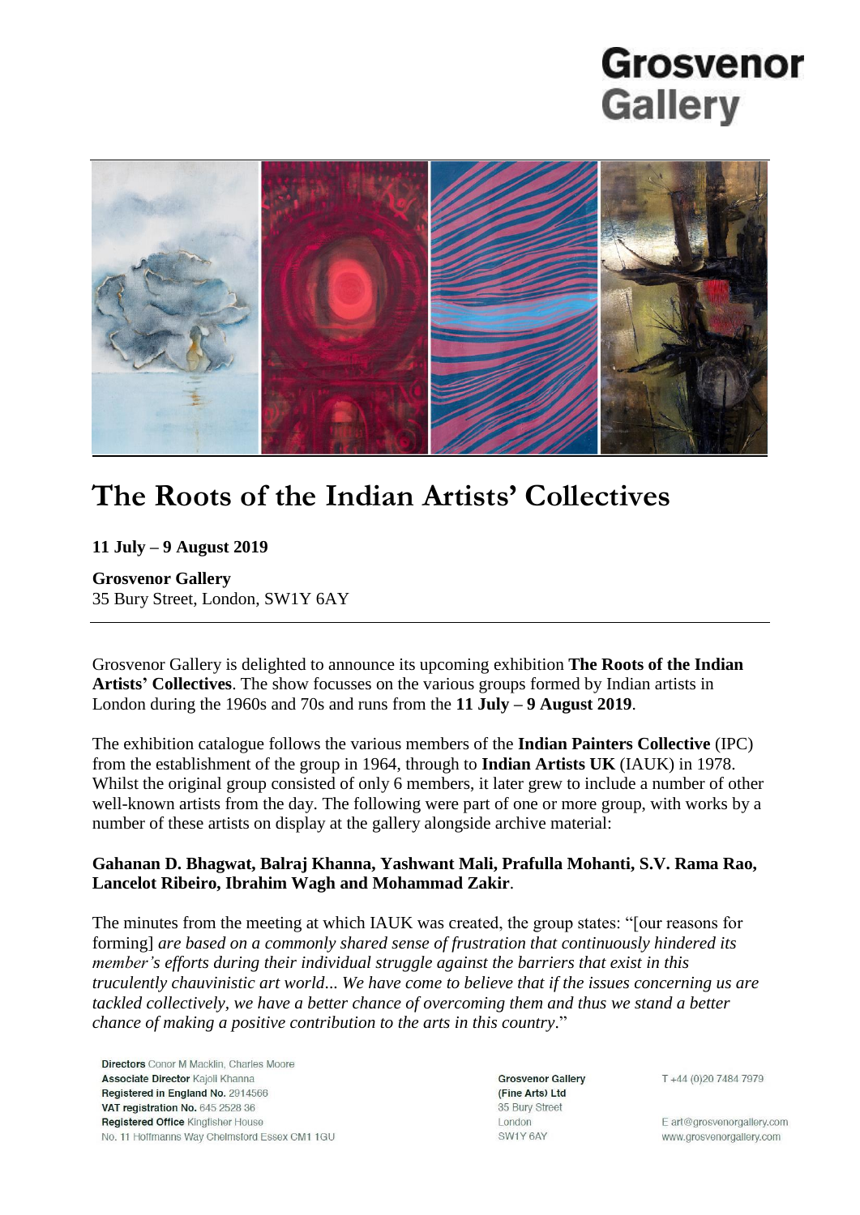Grosvenor Gallery

# The Roots of the Indian Artists' Collectives

**11 July – 9 August 2019**

**Grosvenor Gallery**
35 Bury Street, London, SW1Y 6AY

---

Grosvenor Gallery is delighted to announce its upcoming exhibition **The Roots of the Indian Artists' Collectives**. The show focusses on the various groups formed by Indian artists in London during the 1960s and 70s and runs from the **11 July – 9 August 2019**.

The exhibition catalogue follows the various members of the **Indian Painters Collective** (IPC) from the establishment of the group in 1964, through to **Indian Artists UK** (IAUK) in 1978. Whilst the original group consisted of only 6 members, it later grew to include a number of other well-known artists from the day. The following were part of one or more group, with works by a number of these artists on display at the gallery alongside archive material:

**Gahanan D. Bhagwat, Balraj Khanna, Yashwant Mali, Prafulla Mohanti, S.V. Rama Rao, Lancelot Ribeiro, Ibrahim Wagh and Mohammad Zakir**.

The minutes from the meeting at which IAUK was created, the group states: "[our reasons for forming] *are based on a commonly shared sense of frustration that continuously hindered its member's efforts during their individual struggle against the barriers that exist in this truculently chauvinistic art world... We have come to believe that if the issues concerning us are tackled collectively, we have a better chance of overcoming them and thus we stand a better chance of making a positive contribution to the arts in this country*."

**Directors** Conor M Macklin, Charles Moore
**Associate Director** Kajoli Khanna
**Registered in England No.** 2914566
**VAT registration No.** 645 2528 36
**Registered Office** Kingfisher House
No. 11 Hoffmanns Way Chelmsford Essex CM1 1GU

**Grosvenor Gallery**
**(Fine Arts) Ltd**
35 Bury Street
London
SW1Y 6AY

T +44 (0)20 7484 7979

E art@grosvenorgallery.com
www.grosvenorgallery.com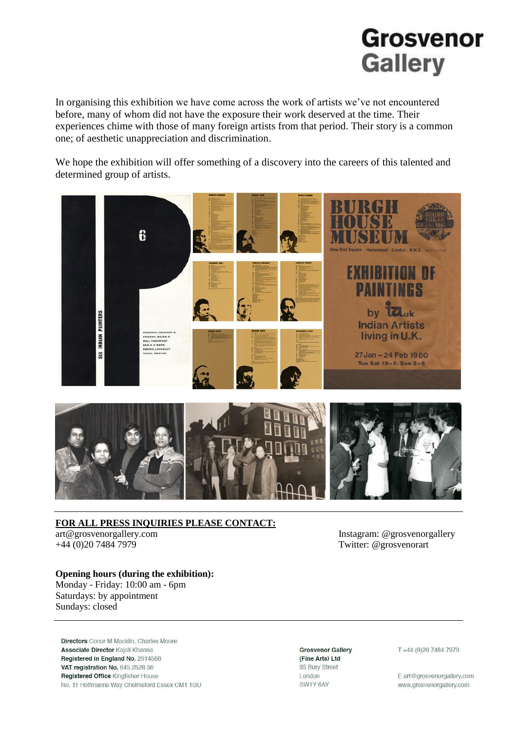Grosvenor Gallery

In organising this exhibition we have come across the work of artists we've not encountered before, many of whom did not have the exposure their work deserved at the time. Their experiences chime with those of many foreign artists from that period. Their story is a common one; of aesthetic unappreciation and discrimination.

We hope the exhibition will offer something of a discovery into the careers of this talented and determined group of artists.

**FOR ALL PRESS INQUIRIES PLEASE CONTACT:**

art@grosvenorgallery.com
+44 (0)20 7484 7979

Instagram: @grosvenorgallery
Twitter: @grosvenorart

**Opening hours (during the exhibition):**
Monday - Friday: 10:00 am - 6pm
Saturdays: by appointment
Sundays: closed

**Directors** Conor M Macklin, Charles Moore
**Associate Director** Kajoli Khanna
**Registered in England No.** 2914566
**VAT registration No.** 645 2528 36
**Registered Office** Kingfisher House
No. 11 Hoffmanns Way Chelmsford Essex CM1 1GU

**Grosvenor Gallery (Fine Arts) Ltd**
35 Bury Street
London
SW1Y 6AY

T +44 (0)20 7484 7979
E art@grosvenorgallery.com
www.grosvenorgallery.com